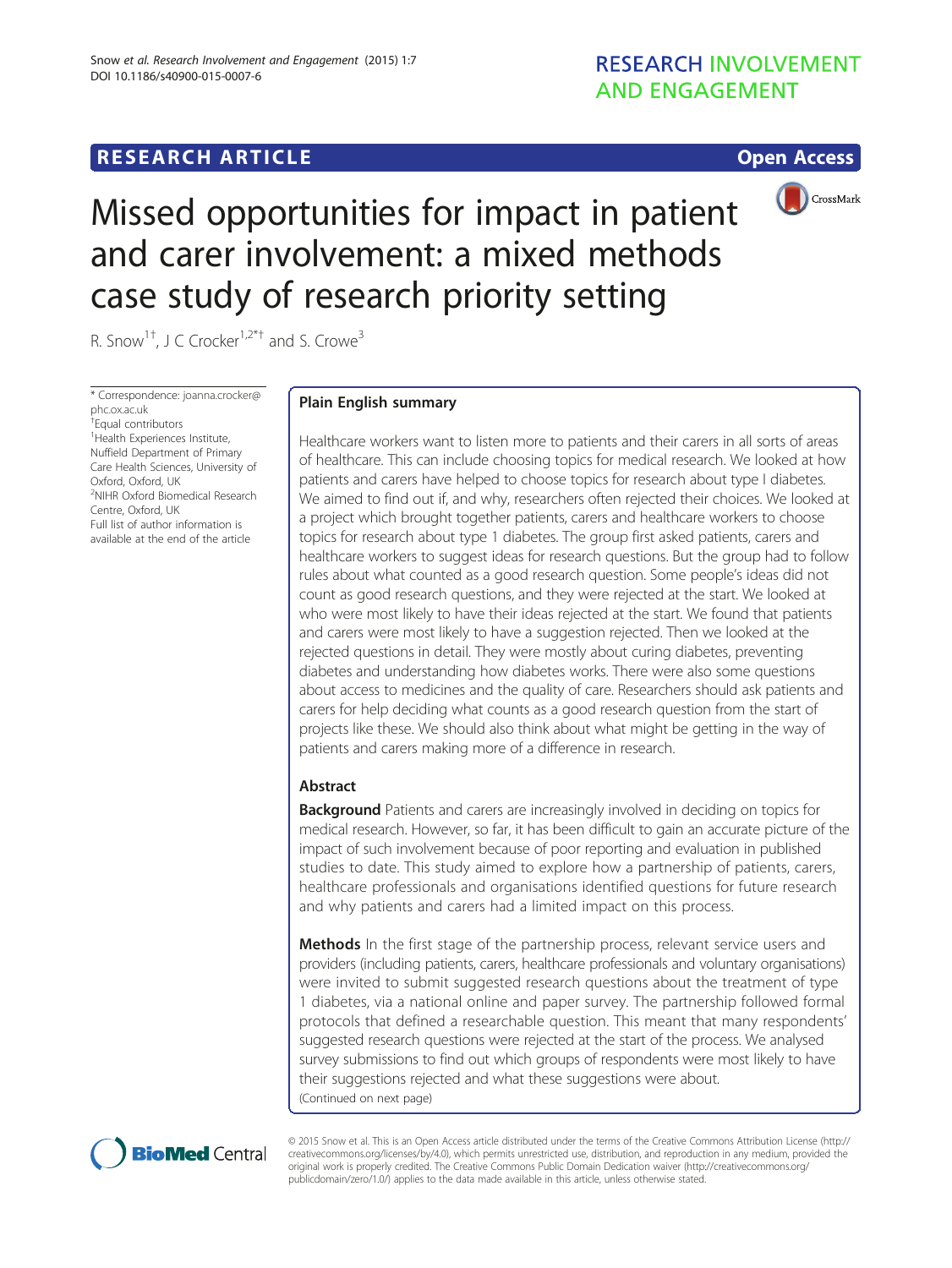**RESEARCH ARTICLE** **Open Access**

# Missed opportunities for impact in patient and carer involvement: a mixed methods case study of research priority setting

R. Snow[1†], J C Crocker[1,2*†] and S. Crowe[3]

\* Correspondence: joanna.crocker@phc.ox.ac.uk
†Equal contributors
[1]Health Experiences Institute, Nuffield Department of Primary Care Health Sciences, University of Oxford, Oxford, UK
[2]NIHR Oxford Biomedical Research Centre, Oxford, UK
Full list of author information is available at the end of the article

## Plain English summary

Healthcare workers want to listen more to patients and their carers in all sorts of areas of healthcare. This can include choosing topics for medical research. We looked at how patients and carers have helped to choose topics for research about type I diabetes. We aimed to find out if, and why, researchers often rejected their choices. We looked at a project which brought together patients, carers and healthcare workers to choose topics for research about type 1 diabetes. The group first asked patients, carers and healthcare workers to suggest ideas for research questions. But the group had to follow rules about what counted as a good research question. Some people's ideas did not count as good research questions, and they were rejected at the start. We looked at who were most likely to have their ideas rejected at the start. We found that patients and carers were most likely to have a suggestion rejected. Then we looked at the rejected questions in detail. They were mostly about curing diabetes, preventing diabetes and understanding how diabetes works. There were also some questions about access to medicines and the quality of care. Researchers should ask patients and carers for help deciding what counts as a good research question from the start of projects like these. We should also think about what might be getting in the way of patients and carers making more of a difference in research.

## Abstract

**Background** Patients and carers are increasingly involved in deciding on topics for medical research. However, so far, it has been difficult to gain an accurate picture of the impact of such involvement because of poor reporting and evaluation in published studies to date. This study aimed to explore how a partnership of patients, carers, healthcare professionals and organisations identified questions for future research and why patients and carers had a limited impact on this process.

**Methods** In the first stage of the partnership process, relevant service users and providers (including patients, carers, healthcare professionals and voluntary organisations) were invited to submit suggested research questions about the treatment of type 1 diabetes, via a national online and paper survey. The partnership followed formal protocols that defined a researchable question. This meant that many respondents' suggested research questions were rejected at the start of the process. We analysed survey submissions to find out which groups of respondents were most likely to have their suggestions rejected and what these suggestions were about.

(Continued on next page)

© 2015 Snow et al. This is an Open Access article distributed under the terms of the Creative Commons Attribution License (http://creativecommons.org/licenses/by/4.0), which permits unrestricted use, distribution, and reproduction in any medium, provided the original work is properly credited. The Creative Commons Public Domain Dedication waiver (http://creativecommons.org/publicdomain/zero/1.0/) applies to the data made available in this article, unless otherwise stated.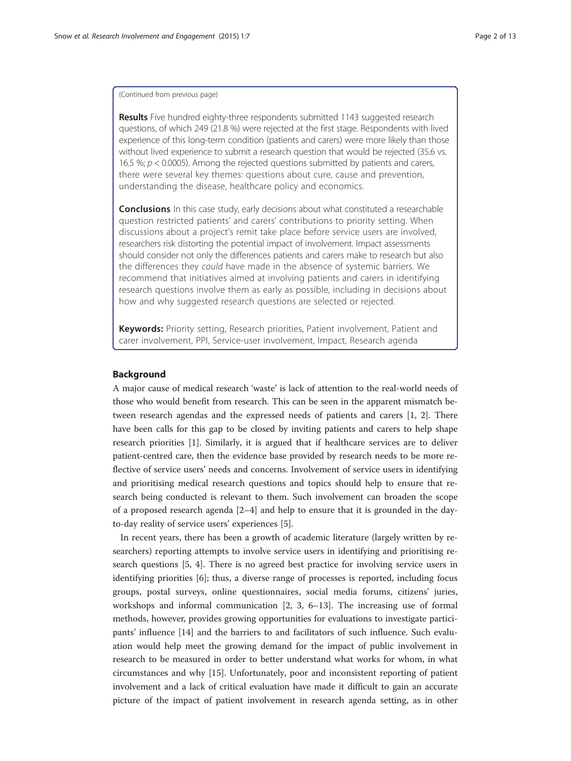(Continued from previous page)

**Results** Five hundred eighty-three respondents submitted 1143 suggested research questions, of which 249 (21.8 %) were rejected at the first stage. Respondents with lived experience of this long-term condition (patients and carers) were more likely than those without lived experience to submit a research question that would be rejected (35.6 vs. 16.5 %; $p < 0.0005$). Among the rejected questions submitted by patients and carers, there were several key themes: questions about cure, cause and prevention, understanding the disease, healthcare policy and economics.

**Conclusions** In this case study, early decisions about what constituted a researchable question restricted patients' and carers' contributions to priority setting. When discussions about a project's remit take place before service users are involved, researchers risk distorting the potential impact of involvement. Impact assessments should consider not only the differences patients and carers make to research but also the differences they *could* have made in the absence of systemic barriers. We recommend that initiatives aimed at involving patients and carers in identifying research questions involve them as early as possible, including in decisions about how and why suggested research questions are selected or rejected.

**Keywords:** Priority setting, Research priorities, Patient involvement, Patient and carer involvement, PPI, Service-user involvement, Impact, Research agenda

## Background

A major cause of medical research 'waste' is lack of attention to the real-world needs of those who would benefit from research. This can be seen in the apparent mismatch between research agendas and the expressed needs of patients and carers [1, 2]. There have been calls for this gap to be closed by inviting patients and carers to help shape research priorities [1]. Similarly, it is argued that if healthcare services are to deliver patient-centred care, then the evidence base provided by research needs to be more reflective of service users' needs and concerns. Involvement of service users in identifying and prioritising medical research questions and topics should help to ensure that research being conducted is relevant to them. Such involvement can broaden the scope of a proposed research agenda [2–4] and help to ensure that it is grounded in the day-to-day reality of service users' experiences [5].

In recent years, there has been a growth of academic literature (largely written by researchers) reporting attempts to involve service users in identifying and prioritising research questions [5, 4]. There is no agreed best practice for involving service users in identifying priorities [6]; thus, a diverse range of processes is reported, including focus groups, postal surveys, online questionnaires, social media forums, citizens' juries, workshops and informal communication [2, 3, 6–13]. The increasing use of formal methods, however, provides growing opportunities for evaluations to investigate participants' influence [14] and the barriers to and facilitators of such influence. Such evaluation would help meet the growing demand for the impact of public involvement in research to be measured in order to better understand what works for whom, in what circumstances and why [15]. Unfortunately, poor and inconsistent reporting of patient involvement and a lack of critical evaluation have made it difficult to gain an accurate picture of the impact of patient involvement in research agenda setting, as in other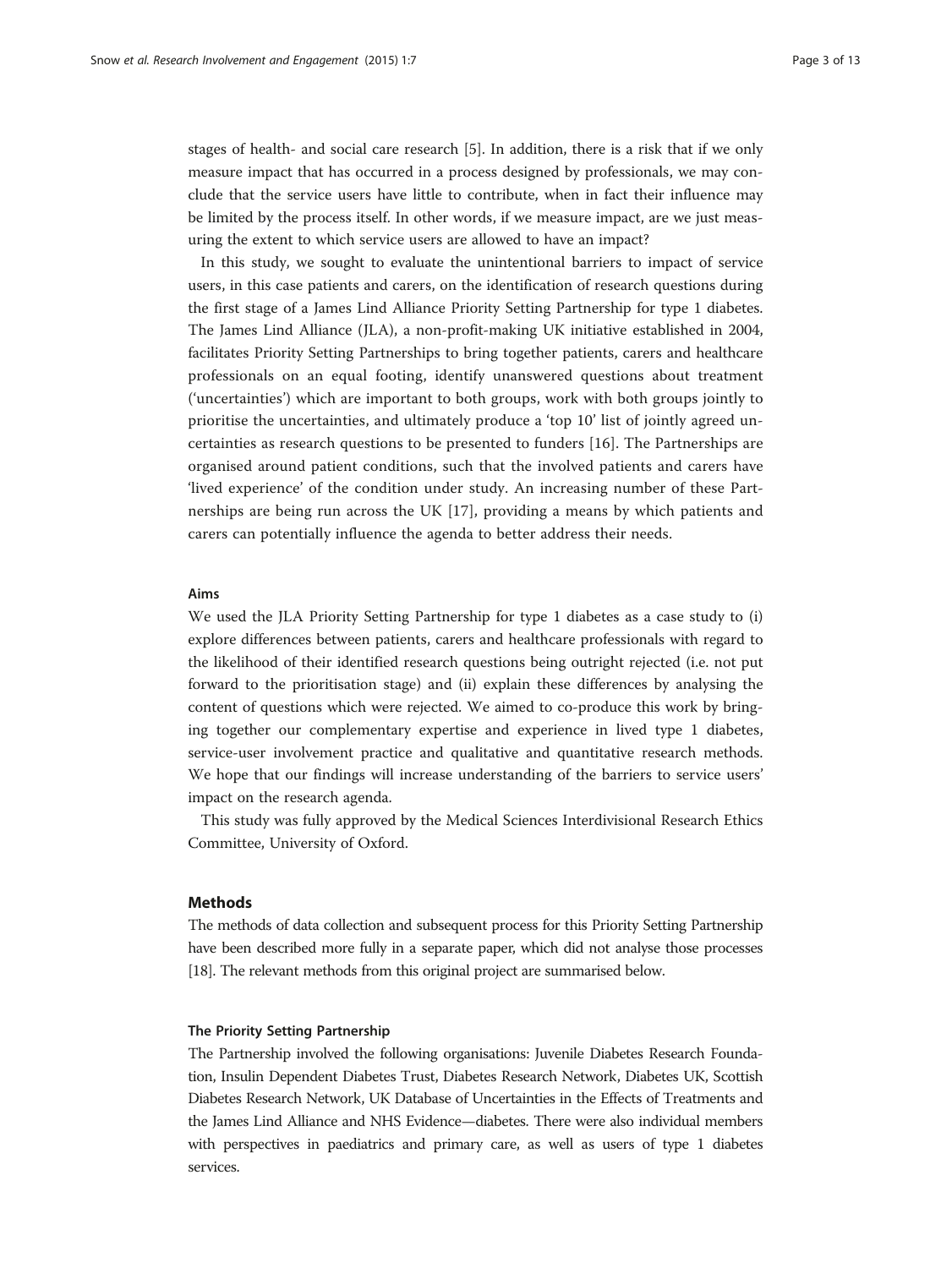stages of health- and social care research [5]. In addition, there is a risk that if we only measure impact that has occurred in a process designed by professionals, we may conclude that the service users have little to contribute, when in fact their influence may be limited by the process itself. In other words, if we measure impact, are we just measuring the extent to which service users are allowed to have an impact?

In this study, we sought to evaluate the unintentional barriers to impact of service users, in this case patients and carers, on the identification of research questions during the first stage of a James Lind Alliance Priority Setting Partnership for type 1 diabetes. The James Lind Alliance (JLA), a non-profit-making UK initiative established in 2004, facilitates Priority Setting Partnerships to bring together patients, carers and healthcare professionals on an equal footing, identify unanswered questions about treatment ('uncertainties') which are important to both groups, work with both groups jointly to prioritise the uncertainties, and ultimately produce a 'top 10' list of jointly agreed uncertainties as research questions to be presented to funders [16]. The Partnerships are organised around patient conditions, such that the involved patients and carers have 'lived experience' of the condition under study. An increasing number of these Partnerships are being run across the UK [17], providing a means by which patients and carers can potentially influence the agenda to better address their needs.

### Aims

We used the JLA Priority Setting Partnership for type 1 diabetes as a case study to (i) explore differences between patients, carers and healthcare professionals with regard to the likelihood of their identified research questions being outright rejected (i.e. not put forward to the prioritisation stage) and (ii) explain these differences by analysing the content of questions which were rejected. We aimed to co-produce this work by bringing together our complementary expertise and experience in lived type 1 diabetes, service-user involvement practice and qualitative and quantitative research methods. We hope that our findings will increase understanding of the barriers to service users' impact on the research agenda.

This study was fully approved by the Medical Sciences Interdivisional Research Ethics Committee, University of Oxford.

## Methods

The methods of data collection and subsequent process for this Priority Setting Partnership have been described more fully in a separate paper, which did not analyse those processes [18]. The relevant methods from this original project are summarised below.

### The Priority Setting Partnership

The Partnership involved the following organisations: Juvenile Diabetes Research Foundation, Insulin Dependent Diabetes Trust, Diabetes Research Network, Diabetes UK, Scottish Diabetes Research Network, UK Database of Uncertainties in the Effects of Treatments and the James Lind Alliance and NHS Evidence—diabetes. There were also individual members with perspectives in paediatrics and primary care, as well as users of type 1 diabetes services.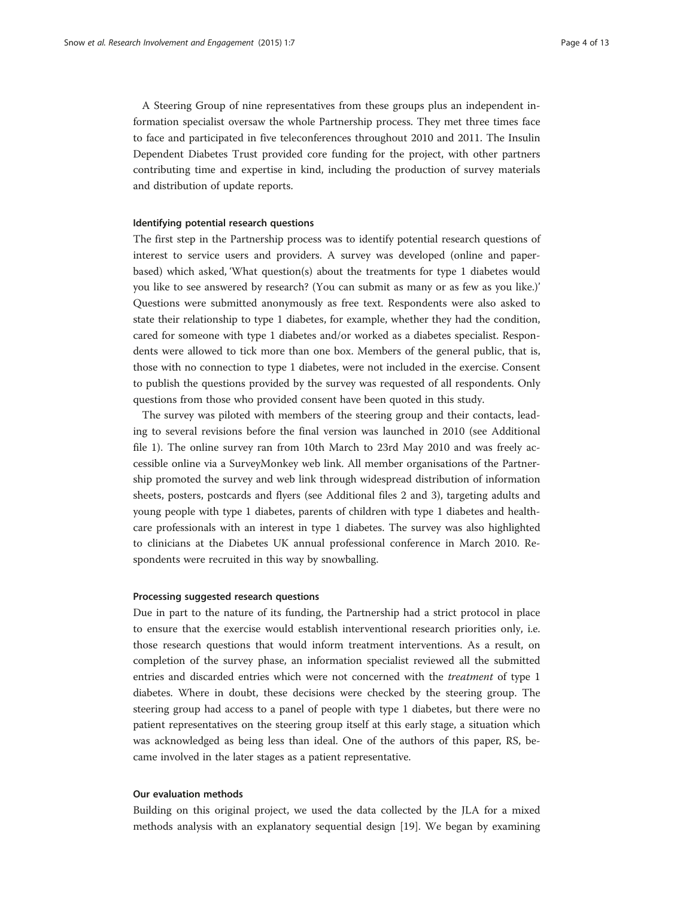A Steering Group of nine representatives from these groups plus an independent information specialist oversaw the whole Partnership process. They met three times face to face and participated in five teleconferences throughout 2010 and 2011. The Insulin Dependent Diabetes Trust provided core funding for the project, with other partners contributing time and expertise in kind, including the production of survey materials and distribution of update reports.

### Identifying potential research questions

The first step in the Partnership process was to identify potential research questions of interest to service users and providers. A survey was developed (online and paper-based) which asked, 'What question(s) about the treatments for type 1 diabetes would you like to see answered by research? (You can submit as many or as few as you like.)' Questions were submitted anonymously as free text. Respondents were also asked to state their relationship to type 1 diabetes, for example, whether they had the condition, cared for someone with type 1 diabetes and/or worked as a diabetes specialist. Respondents were allowed to tick more than one box. Members of the general public, that is, those with no connection to type 1 diabetes, were not included in the exercise. Consent to publish the questions provided by the survey was requested of all respondents. Only questions from those who provided consent have been quoted in this study.

The survey was piloted with members of the steering group and their contacts, leading to several revisions before the final version was launched in 2010 (see Additional file 1). The online survey ran from 10th March to 23rd May 2010 and was freely accessible online via a SurveyMonkey web link. All member organisations of the Partnership promoted the survey and web link through widespread distribution of information sheets, posters, postcards and flyers (see Additional files 2 and 3), targeting adults and young people with type 1 diabetes, parents of children with type 1 diabetes and healthcare professionals with an interest in type 1 diabetes. The survey was also highlighted to clinicians at the Diabetes UK annual professional conference in March 2010. Respondents were recruited in this way by snowballing.

### Processing suggested research questions

Due in part to the nature of its funding, the Partnership had a strict protocol in place to ensure that the exercise would establish interventional research priorities only, i.e. those research questions that would inform treatment interventions. As a result, on completion of the survey phase, an information specialist reviewed all the submitted entries and discarded entries which were not concerned with the *treatment* of type 1 diabetes. Where in doubt, these decisions were checked by the steering group. The steering group had access to a panel of people with type 1 diabetes, but there were no patient representatives on the steering group itself at this early stage, a situation which was acknowledged as being less than ideal. One of the authors of this paper, RS, became involved in the later stages as a patient representative.

### Our evaluation methods

Building on this original project, we used the data collected by the JLA for a mixed methods analysis with an explanatory sequential design [19]. We began by examining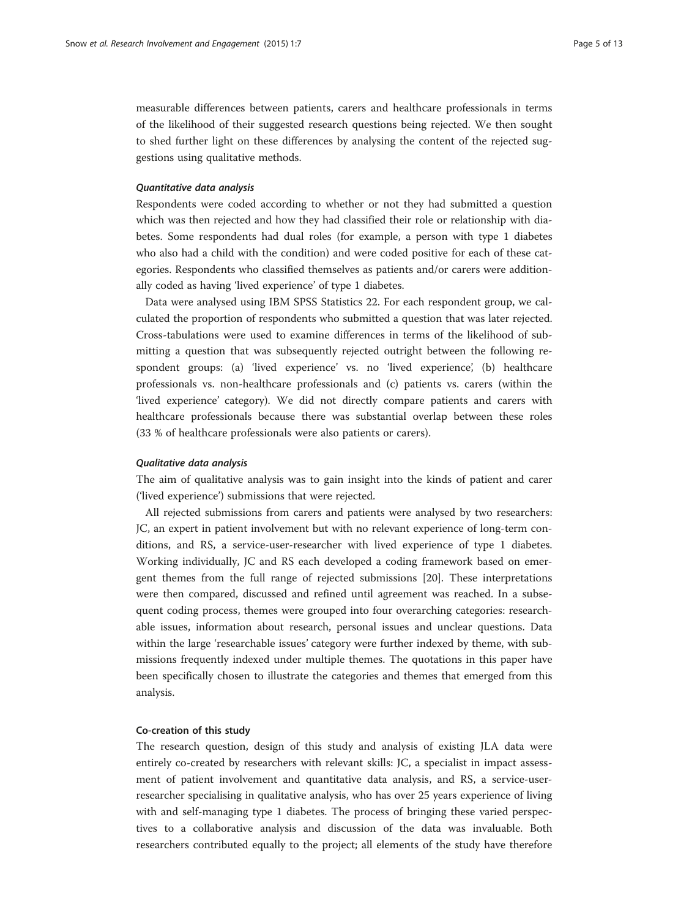measurable differences between patients, carers and healthcare professionals in terms of the likelihood of their suggested research questions being rejected. We then sought to shed further light on these differences by analysing the content of the rejected suggestions using qualitative methods.

#### *Quantitative data analysis*

Respondents were coded according to whether or not they had submitted a question which was then rejected and how they had classified their role or relationship with diabetes. Some respondents had dual roles (for example, a person with type 1 diabetes who also had a child with the condition) and were coded positive for each of these categories. Respondents who classified themselves as patients and/or carers were additionally coded as having 'lived experience' of type 1 diabetes.

Data were analysed using IBM SPSS Statistics 22. For each respondent group, we calculated the proportion of respondents who submitted a question that was later rejected. Cross-tabulations were used to examine differences in terms of the likelihood of submitting a question that was subsequently rejected outright between the following respondent groups: (a) 'lived experience' vs. no 'lived experience', (b) healthcare professionals vs. non-healthcare professionals and (c) patients vs. carers (within the 'lived experience' category). We did not directly compare patients and carers with healthcare professionals because there was substantial overlap between these roles (33 % of healthcare professionals were also patients or carers).

#### *Qualitative data analysis*

The aim of qualitative analysis was to gain insight into the kinds of patient and carer ('lived experience') submissions that were rejected.

All rejected submissions from carers and patients were analysed by two researchers: JC, an expert in patient involvement but with no relevant experience of long-term conditions, and RS, a service-user-researcher with lived experience of type 1 diabetes. Working individually, JC and RS each developed a coding framework based on emergent themes from the full range of rejected submissions [20]. These interpretations were then compared, discussed and refined until agreement was reached. In a subsequent coding process, themes were grouped into four overarching categories: researchable issues, information about research, personal issues and unclear questions. Data within the large 'researchable issues' category were further indexed by theme, with submissions frequently indexed under multiple themes. The quotations in this paper have been specifically chosen to illustrate the categories and themes that emerged from this analysis.

### Co-creation of this study

The research question, design of this study and analysis of existing JLA data were entirely co-created by researchers with relevant skills: JC, a specialist in impact assessment of patient involvement and quantitative data analysis, and RS, a service-user-researcher specialising in qualitative analysis, who has over 25 years experience of living with and self-managing type 1 diabetes. The process of bringing these varied perspectives to a collaborative analysis and discussion of the data was invaluable. Both researchers contributed equally to the project; all elements of the study have therefore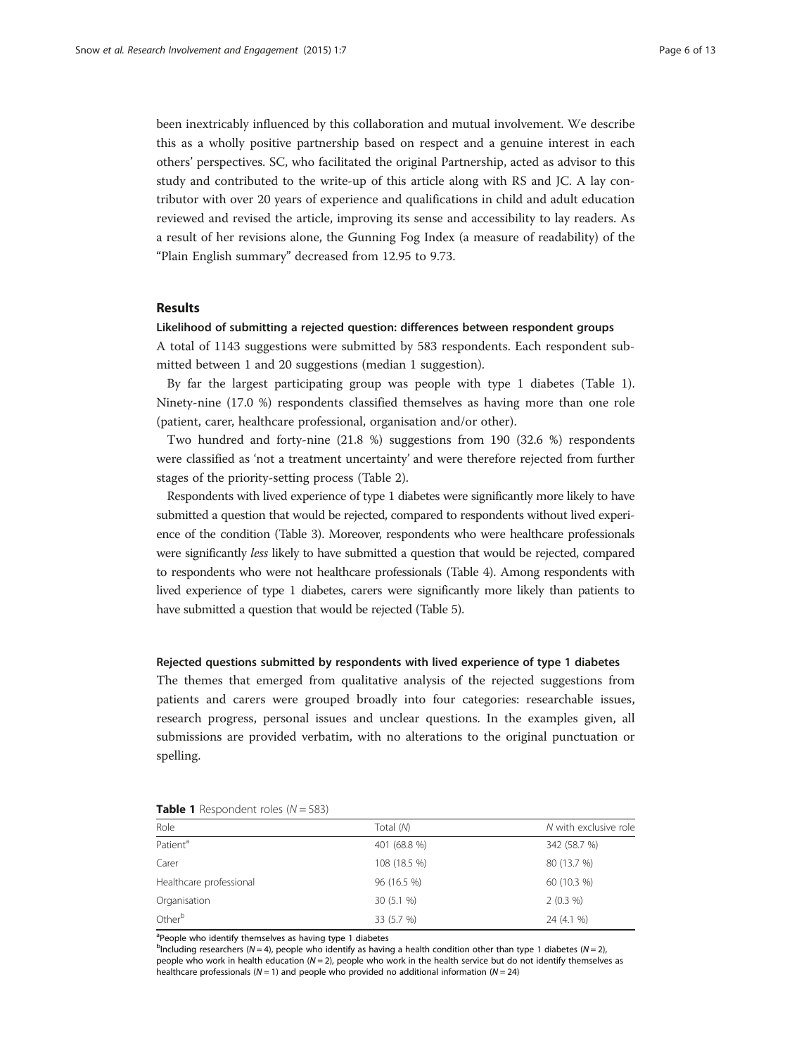been inextricably influenced by this collaboration and mutual involvement. We describe this as a wholly positive partnership based on respect and a genuine interest in each others' perspectives. SC, who facilitated the original Partnership, acted as advisor to this study and contributed to the write-up of this article along with RS and JC. A lay contributor with over 20 years of experience and qualifications in child and adult education reviewed and revised the article, improving its sense and accessibility to lay readers. As a result of her revisions alone, the Gunning Fog Index (a measure of readability) of the "Plain English summary" decreased from 12.95 to 9.73.

## Results

### Likelihood of submitting a rejected question: differences between respondent groups

A total of 1143 suggestions were submitted by 583 respondents. Each respondent submitted between 1 and 20 suggestions (median 1 suggestion).

By far the largest participating group was people with type 1 diabetes (Table 1). Ninety-nine (17.0 %) respondents classified themselves as having more than one role (patient, carer, healthcare professional, organisation and/or other).

Two hundred and forty-nine (21.8 %) suggestions from 190 (32.6 %) respondents were classified as 'not a treatment uncertainty' and were therefore rejected from further stages of the priority-setting process (Table 2).

Respondents with lived experience of type 1 diabetes were significantly more likely to have submitted a question that would be rejected, compared to respondents without lived experience of the condition (Table 3). Moreover, respondents who were healthcare professionals were significantly *less* likely to have submitted a question that would be rejected, compared to respondents who were not healthcare professionals (Table 4). Among respondents with lived experience of type 1 diabetes, carers were significantly more likely than patients to have submitted a question that would be rejected (Table 5).

### Rejected questions submitted by respondents with lived experience of type 1 diabetes

The themes that emerged from qualitative analysis of the rejected suggestions from patients and carers were grouped broadly into four categories: researchable issues, research progress, personal issues and unclear questions. In the examples given, all submissions are provided verbatim, with no alterations to the original punctuation or spelling.

**Table 1** Respondent roles ($N = 583$)

| Role | Total ($N$) | $N$ with exclusive role |
|---|---|---|
| Patient[a] | 401 (68.8 %) | 342 (58.7 %) |
| Carer | 108 (18.5 %) | 80 (13.7 %) |
| Healthcare professional | 96 (16.5 %) | 60 (10.3 %) |
| Organisation | 30 (5.1 %) | 2 (0.3 %) |
| Other[b] | 33 (5.7 %) | 24 (4.1 %) |

[a]People who identify themselves as having type 1 diabetes
[b]Including researchers ($N = 4$), people who identify as having a health condition other than type 1 diabetes ($N = 2$), people who work in health education ($N = 2$), people who work in the health service but do not identify themselves as healthcare professionals ($N = 1$) and people who provided no additional information ($N = 24$)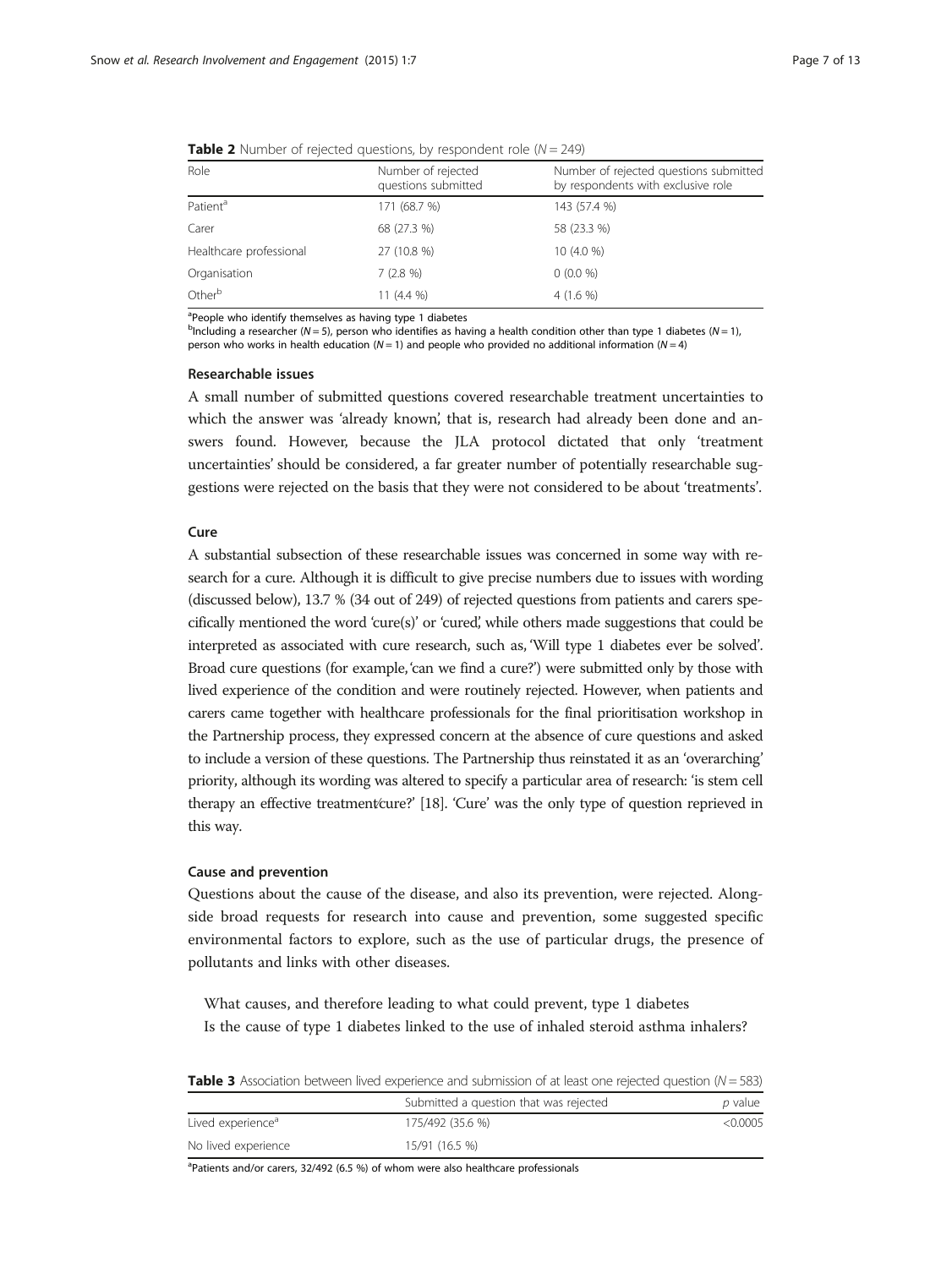**Table 2** Number of rejected questions, by respondent role ($N = 249$)

| Role | Number of rejected questions submitted | Number of rejected questions submitted by respondents with exclusive role |
|---|---|---|
| Patient[a] | 171 (68.7 %) | 143 (57.4 %) |
| Carer | 68 (27.3 %) | 58 (23.3 %) |
| Healthcare professional | 27 (10.8 %) | 10 (4.0 %) |
| Organisation | 7 (2.8 %) | 0 (0.0 %) |
| Other[b] | 11 (4.4 %) | 4 (1.6 %) |

[a]People who identify themselves as having type 1 diabetes
[b]Including a researcher ($N = 5$), person who identifies as having a health condition other than type 1 diabetes ($N = 1$), person who works in health education ($N = 1$) and people who provided no additional information ($N = 4$)

### Researchable issues

A small number of submitted questions covered researchable treatment uncertainties to which the answer was 'already known', that is, research had already been done and answers found. However, because the JLA protocol dictated that only 'treatment uncertainties' should be considered, a far greater number of potentially researchable suggestions were rejected on the basis that they were not considered to be about 'treatments'.

### Cure

A substantial subsection of these researchable issues was concerned in some way with research for a cure. Although it is difficult to give precise numbers due to issues with wording (discussed below), 13.7 % (34 out of 249) of rejected questions from patients and carers specifically mentioned the word 'cure(s)' or 'cured', while others made suggestions that could be interpreted as associated with cure research, such as, 'Will type 1 diabetes ever be solved'. Broad cure questions (for example, 'can we find a cure?') were submitted only by those with lived experience of the condition and were routinely rejected. However, when patients and carers came together with healthcare professionals for the final prioritisation workshop in the Partnership process, they expressed concern at the absence of cure questions and asked to include a version of these questions. The Partnership thus reinstated it as an 'overarching' priority, although its wording was altered to specify a particular area of research: 'is stem cell therapy an effective treatment/cure?' [18]. 'Cure' was the only type of question reprieved in this way.

### Cause and prevention

Questions about the cause of the disease, and also its prevention, were rejected. Alongside broad requests for research into cause and prevention, some suggested specific environmental factors to explore, such as the use of particular drugs, the presence of pollutants and links with other diseases.

> What causes, and therefore leading to what could prevent, type 1 diabetes
> Is the cause of type 1 diabetes linked to the use of inhaled steroid asthma inhalers?

**Table 3** Association between lived experience and submission of at least one rejected question ($N = 583$)

| | Submitted a question that was rejected | $p$ value |
|---|---|---|
| Lived experience[a] | 175/492 (35.6 %) | <0.0005 |
| No lived experience | 15/91 (16.5 %) | |

[a]Patients and/or carers, 32/492 (6.5 %) of whom were also healthcare professionals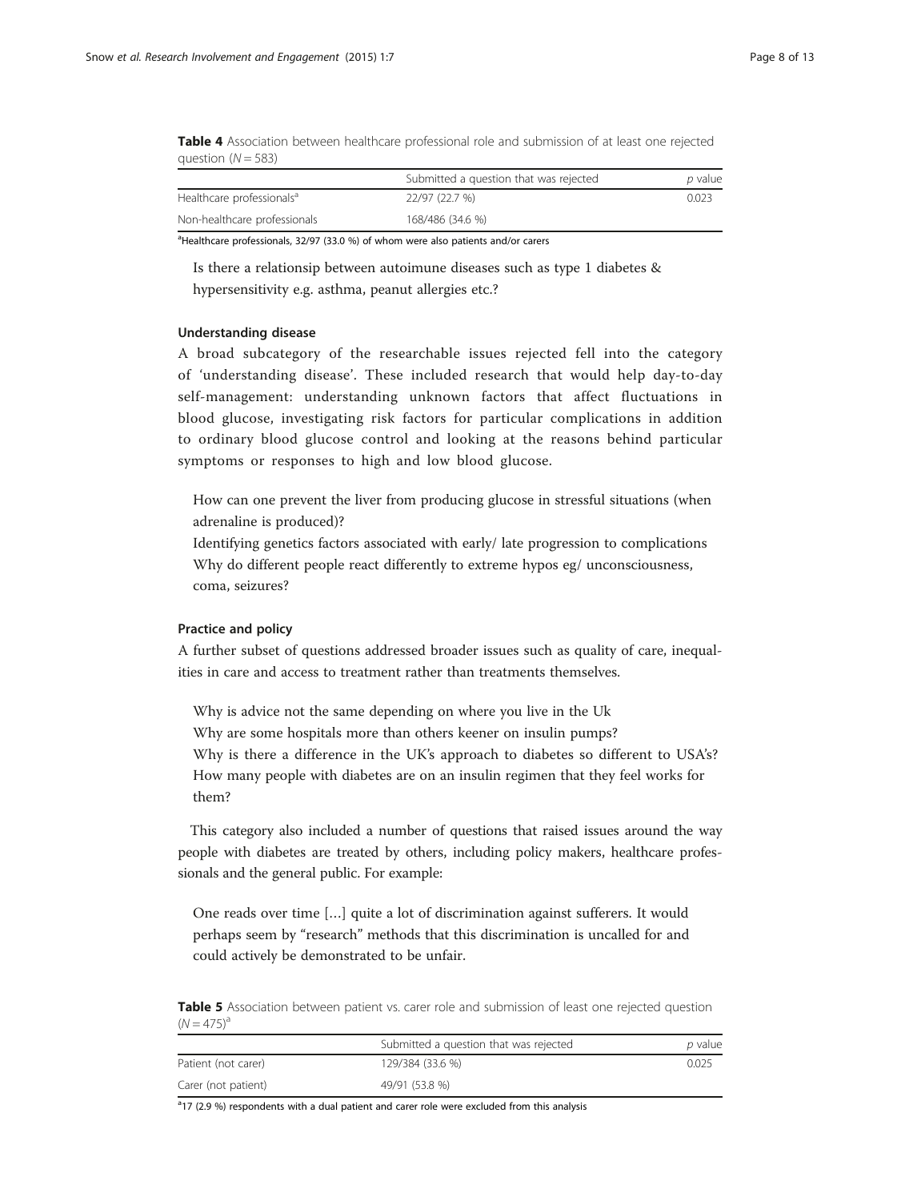**Table 4** Association between healthcare professional role and submission of at least one rejected question ($N = 583$)

| | Submitted a question that was rejected | *p* value |
|---|---|---|
| Healthcare professionals[a] | 22/97 (22.7 %) | 0.023 |
| Non-healthcare professionals | 168/486 (34.6 %) | |

[a]Healthcare professionals, 32/97 (33.0 %) of whom were also patients and/or carers

> Is there a relationsip between autoimune diseases such as type 1 diabetes & hypersensitivity e.g. asthma, peanut allergies etc.?

#### Understanding disease

A broad subcategory of the researchable issues rejected fell into the category of 'understanding disease'. These included research that would help day-to-day self-management: understanding unknown factors that affect fluctuations in blood glucose, investigating risk factors for particular complications in addition to ordinary blood glucose control and looking at the reasons behind particular symptoms or responses to high and low blood glucose.

> How can one prevent the liver from producing glucose in stressful situations (when adrenaline is produced)?
> Identifying genetics factors associated with early/ late progression to complications
> Why do different people react differently to extreme hypos eg/ unconsciousness, coma, seizures?

#### Practice and policy

A further subset of questions addressed broader issues such as quality of care, inequalities in care and access to treatment rather than treatments themselves.

> Why is advice not the same depending on where you live in the Uk
> Why are some hospitals more than others keener on insulin pumps?
> Why is there a difference in the UK's approach to diabetes so different to USA's?
> How many people with diabetes are on an insulin regimen that they feel works for them?

This category also included a number of questions that raised issues around the way people with diabetes are treated by others, including policy makers, healthcare professionals and the general public. For example:

> One reads over time [...] quite a lot of discrimination against sufferers. It would perhaps seem by "research" methods that this discrimination is uncalled for and could actively be demonstrated to be unfair.

**Table 5** Association between patient vs. carer role and submission of least one rejected question ($N = 475$)[a]

| | Submitted a question that was rejected | *p* value |
|---|---|---|
| Patient (not carer) | 129/384 (33.6 %) | 0.025 |
| Carer (not patient) | 49/91 (53.8 %) | |

[a]17 (2.9 %) respondents with a dual patient and carer role were excluded from this analysis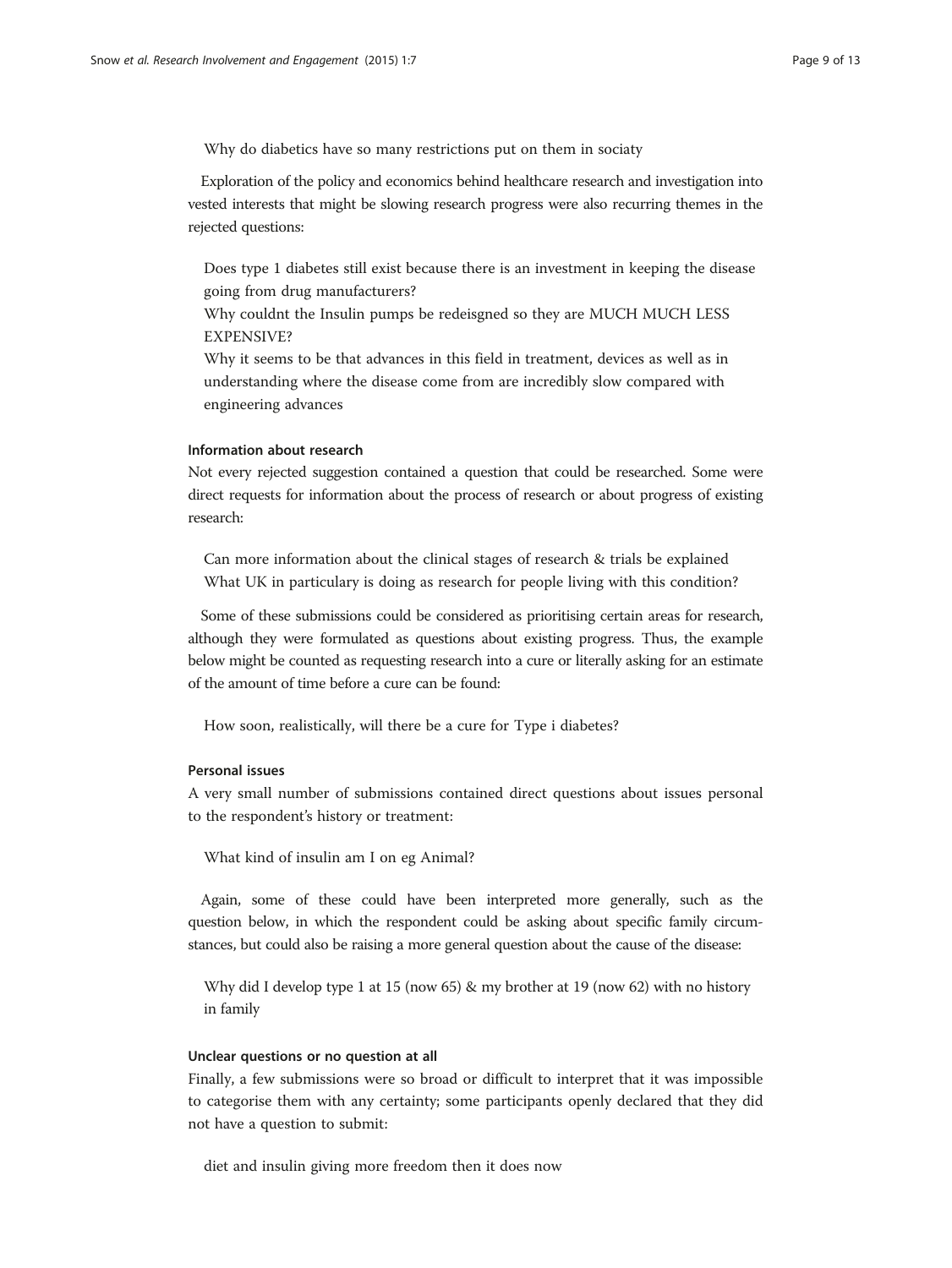> Why do diabetics have so many restrictions put on them in sociaty

Exploration of the policy and economics behind healthcare research and investigation into vested interests that might be slowing research progress were also recurring themes in the rejected questions:

> Does type 1 diabetes still exist because there is an investment in keeping the disease going from drug manufacturers?
> Why couldnt the Insulin pumps be redeisgned so they are MUCH MUCH LESS EXPENSIVE?
> Why it seems to be that advances in this field in treatment, devices as well as in understanding where the disease come from are incredibly slow compared with engineering advances

#### Information about research

Not every rejected suggestion contained a question that could be researched. Some were direct requests for information about the process of research or about progress of existing research:

> Can more information about the clinical stages of research & trials be explained
> What UK in particular is doing as research for people living with this condition?

Some of these submissions could be considered as prioritising certain areas for research, although they were formulated as questions about existing progress. Thus, the example below might be counted as requesting research into a cure or literally asking for an estimate of the amount of time before a cure can be found:

> How soon, realistically, will there be a cure for Type i diabetes?

#### Personal issues

A very small number of submissions contained direct questions about issues personal to the respondent's history or treatment:

> What kind of insulin am I on eg Animal?

Again, some of these could have been interpreted more generally, such as the question below, in which the respondent could be asking about specific family circumstances, but could also be raising a more general question about the cause of the disease:

> Why did I develop type 1 at 15 (now 65) & my brother at 19 (now 62) with no history in family

#### Unclear questions or no question at all

Finally, a few submissions were so broad or difficult to interpret that it was impossible to categorise them with any certainty; some participants openly declared that they did not have a question to submit:

> diet and insulin giving more freedom then it does now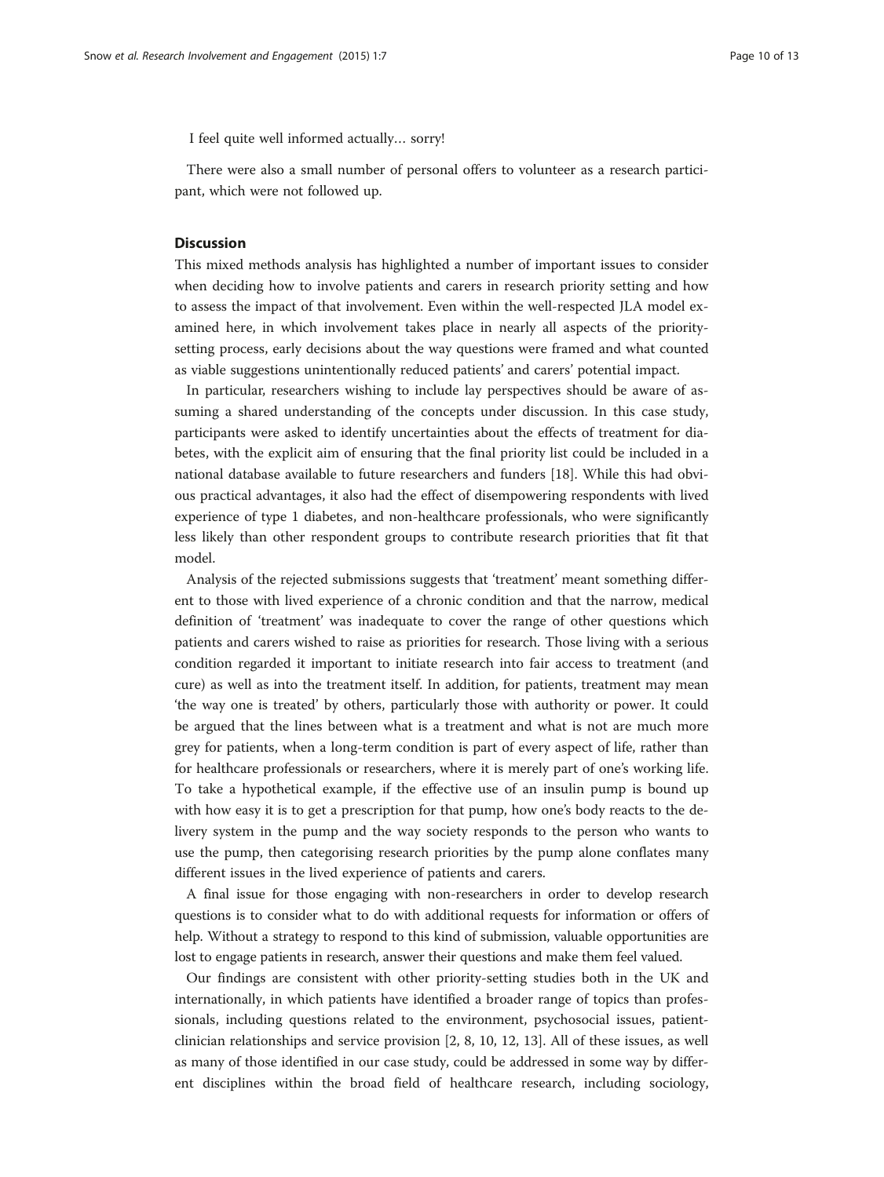I feel quite well informed actually… sorry!

There were also a small number of personal offers to volunteer as a research participant, which were not followed up.

## Discussion

This mixed methods analysis has highlighted a number of important issues to consider when deciding how to involve patients and carers in research priority setting and how to assess the impact of that involvement. Even within the well-respected JLA model examined here, in which involvement takes place in nearly all aspects of the priority-setting process, early decisions about the way questions were framed and what counted as viable suggestions unintentionally reduced patients' and carers' potential impact.

In particular, researchers wishing to include lay perspectives should be aware of assuming a shared understanding of the concepts under discussion. In this case study, participants were asked to identify uncertainties about the effects of treatment for diabetes, with the explicit aim of ensuring that the final priority list could be included in a national database available to future researchers and funders [18]. While this had obvious practical advantages, it also had the effect of disempowering respondents with lived experience of type 1 diabetes, and non-healthcare professionals, who were significantly less likely than other respondent groups to contribute research priorities that fit that model.

Analysis of the rejected submissions suggests that 'treatment' meant something different to those with lived experience of a chronic condition and that the narrow, medical definition of 'treatment' was inadequate to cover the range of other questions which patients and carers wished to raise as priorities for research. Those living with a serious condition regarded it important to initiate research into fair access to treatment (and cure) as well as into the treatment itself. In addition, for patients, treatment may mean 'the way one is treated' by others, particularly those with authority or power. It could be argued that the lines between what is a treatment and what is not are much more grey for patients, when a long-term condition is part of every aspect of life, rather than for healthcare professionals or researchers, where it is merely part of one's working life. To take a hypothetical example, if the effective use of an insulin pump is bound up with how easy it is to get a prescription for that pump, how one's body reacts to the delivery system in the pump and the way society responds to the person who wants to use the pump, then categorising research priorities by the pump alone conflates many different issues in the lived experience of patients and carers.

A final issue for those engaging with non-researchers in order to develop research questions is to consider what to do with additional requests for information or offers of help. Without a strategy to respond to this kind of submission, valuable opportunities are lost to engage patients in research, answer their questions and make them feel valued.

Our findings are consistent with other priority-setting studies both in the UK and internationally, in which patients have identified a broader range of topics than professionals, including questions related to the environment, psychosocial issues, patient-clinician relationships and service provision [2, 8, 10, 12, 13]. All of these issues, as well as many of those identified in our case study, could be addressed in some way by different disciplines within the broad field of healthcare research, including sociology,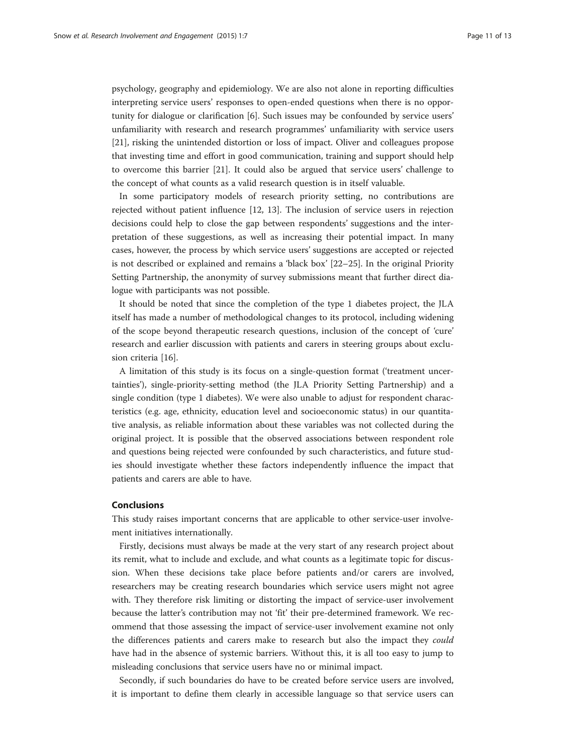psychology, geography and epidemiology. We are also not alone in reporting difficulties interpreting service users' responses to open-ended questions when there is no opportunity for dialogue or clarification [6]. Such issues may be confounded by service users' unfamiliarity with research and research programmes' unfamiliarity with service users [21], risking the unintended distortion or loss of impact. Oliver and colleagues propose that investing time and effort in good communication, training and support should help to overcome this barrier [21]. It could also be argued that service users' challenge to the concept of what counts as a valid research question is in itself valuable.

In some participatory models of research priority setting, no contributions are rejected without patient influence [12, 13]. The inclusion of service users in rejection decisions could help to close the gap between respondents' suggestions and the interpretation of these suggestions, as well as increasing their potential impact. In many cases, however, the process by which service users' suggestions are accepted or rejected is not described or explained and remains a 'black box' [22–25]. In the original Priority Setting Partnership, the anonymity of survey submissions meant that further direct dialogue with participants was not possible.

It should be noted that since the completion of the type 1 diabetes project, the JLA itself has made a number of methodological changes to its protocol, including widening of the scope beyond therapeutic research questions, inclusion of the concept of 'cure' research and earlier discussion with patients and carers in steering groups about exclusion criteria [16].

A limitation of this study is its focus on a single-question format ('treatment uncertainties'), single-priority-setting method (the JLA Priority Setting Partnership) and a single condition (type 1 diabetes). We were also unable to adjust for respondent characteristics (e.g. age, ethnicity, education level and socioeconomic status) in our quantitative analysis, as reliable information about these variables was not collected during the original project. It is possible that the observed associations between respondent role and questions being rejected were confounded by such characteristics, and future studies should investigate whether these factors independently influence the impact that patients and carers are able to have.

## Conclusions

This study raises important concerns that are applicable to other service-user involvement initiatives internationally.

Firstly, decisions must always be made at the very start of any research project about its remit, what to include and exclude, and what counts as a legitimate topic for discussion. When these decisions take place before patients and/or carers are involved, researchers may be creating research boundaries which service users might not agree with. They therefore risk limiting or distorting the impact of service-user involvement because the latter's contribution may not 'fit' their pre-determined framework. We recommend that those assessing the impact of service-user involvement examine not only the differences patients and carers make to research but also the impact they *could* have had in the absence of systemic barriers. Without this, it is all too easy to jump to misleading conclusions that service users have no or minimal impact.

Secondly, if such boundaries do have to be created before service users are involved, it is important to define them clearly in accessible language so that service users can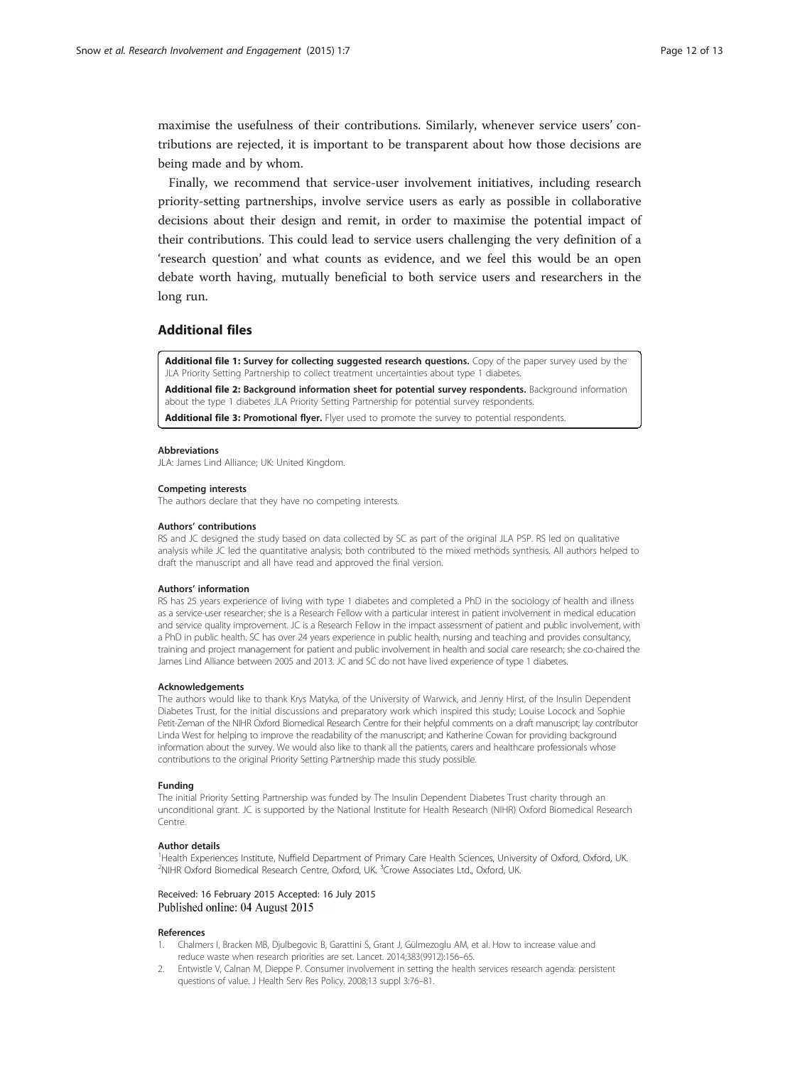maximise the usefulness of their contributions. Similarly, whenever service users' contributions are rejected, it is important to be transparent about how those decisions are being made and by whom.

Finally, we recommend that service-user involvement initiatives, including research priority-setting partnerships, involve service users as early as possible in collaborative decisions about their design and remit, in order to maximise the potential impact of their contributions. This could lead to service users challenging the very definition of a 'research question' and what counts as evidence, and we feel this would be an open debate worth having, mutually beneficial to both service users and researchers in the long run.

## Additional files

**Additional file 1: Survey for collecting suggested research questions.** Copy of the paper survey used by the JLA Priority Setting Partnership to collect treatment uncertainties about type 1 diabetes.

**Additional file 2: Background information sheet for potential survey respondents.** Background information about the type 1 diabetes JLA Priority Setting Partnership for potential survey respondents.

**Additional file 3: Promotional flyer.** Flyer used to promote the survey to potential respondents.

#### Abbreviations

JLA: James Lind Alliance; UK: United Kingdom.

#### Competing interests

The authors declare that they have no competing interests.

#### Authors' contributions

RS and JC designed the study based on data collected by SC as part of the original JLA PSP. RS led on qualitative analysis while JC led the quantitative analysis; both contributed to the mixed methods synthesis. All authors helped to draft the manuscript and all have read and approved the final version.

#### Authors' information

RS has 25 years experience of living with type 1 diabetes and completed a PhD in the sociology of health and illness as a service-user researcher; she is a Research Fellow with a particular interest in patient involvement in medical education and service quality improvement. JC is a Research Fellow in the impact assessment of patient and public involvement, with a PhD in public health. SC has over 24 years experience in public health, nursing and teaching and provides consultancy, training and project management for patient and public involvement in health and social care research; she co-chaired the James Lind Alliance between 2005 and 2013. JC and SC do not have lived experience of type 1 diabetes.

#### Acknowledgements

The authors would like to thank Krys Matyka, of the University of Warwick, and Jenny Hirst, of the Insulin Dependent Diabetes Trust, for the initial discussions and preparatory work which inspired this study; Louise Locock and Sophie Petit-Zeman of the NIHR Oxford Biomedical Research Centre for their helpful comments on a draft manuscript; lay contributor Linda West for helping to improve the readability of the manuscript; and Katherine Cowan for providing background information about the survey. We would also like to thank all the patients, carers and healthcare professionals whose contributions to the original Priority Setting Partnership made this study possible.

#### Funding

The initial Priority Setting Partnership was funded by The Insulin Dependent Diabetes Trust charity through an unconditional grant. JC is supported by the National Institute for Health Research (NIHR) Oxford Biomedical Research Centre.

#### Author details

[1]Health Experiences Institute, Nuffield Department of Primary Care Health Sciences, University of Oxford, Oxford, UK. [2]NIHR Oxford Biomedical Research Centre, Oxford, UK. [3]Crowe Associates Ltd., Oxford, UK.

Received: 16 February 2015 Accepted: 16 July 2015
Published online: 04 August 2015

#### References

1. Chalmers I, Bracken MB, Djulbegovic B, Garattini S, Grant J, Gülmezoglu AM, et al. How to increase value and reduce waste when research priorities are set. Lancet. 2014;383(9912):156–65.
2. Entwistle V, Calnan M, Dieppe P. Consumer involvement in setting the health services research agenda: persistent questions of value. J Health Serv Res Policy. 2008;13 suppl 3:76–81.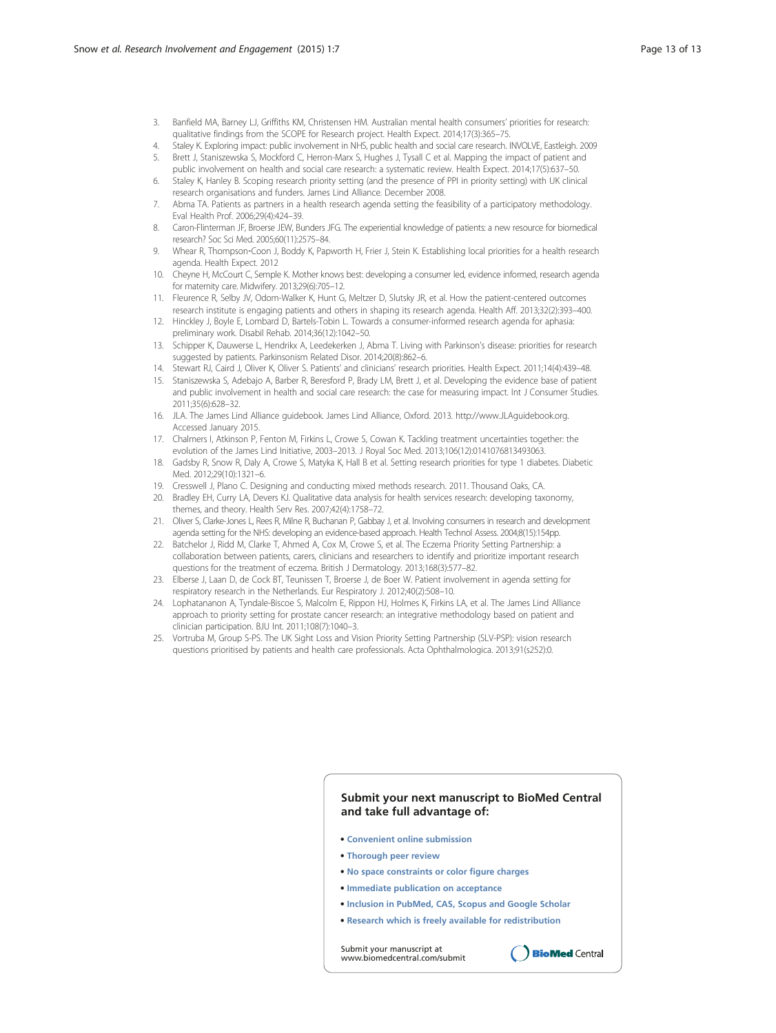3. Banfield MA, Barney LJ, Griffiths KM, Christensen HM. Australian mental health consumers' priorities for research: qualitative findings from the SCOPE for Research project. Health Expect. 2014;17(3):365–75.
4. Staley K. Exploring impact: public involvement in NHS, public health and social care research. INVOLVE, Eastleigh. 2009
5. Brett J, Staniszewska S, Mockford C, Herron-Marx S, Hughes J, Tysall C et al. Mapping the impact of patient and public involvement on health and social care research: a systematic review. Health Expect. 2014;17(5):637–50.
6. Staley K, Hanley B. Scoping research priority setting (and the presence of PPI in priority setting) with UK clinical research organisations and funders. James Lind Alliance. December 2008.
7. Abma TA. Patients as partners in a health research agenda setting the feasibility of a participatory methodology. Eval Health Prof. 2006;29(4):424–39.
8. Caron-Flinterman JF, Broerse JEW, Bunders JFG. The experiential knowledge of patients: a new resource for biomedical research? Soc Sci Med. 2005;60(11):2575–84.
9. Whear R, Thompson-Coon J, Boddy K, Papworth H, Frier J, Stein K. Establishing local priorities for a health research agenda. Health Expect. 2012
10. Cheyne H, McCourt C, Semple K. Mother knows best: developing a consumer led, evidence informed, research agenda for maternity care. Midwifery. 2013;29(6):705–12.
11. Fleurence R, Selby JV, Odom-Walker K, Hunt G, Meltzer D, Slutsky JR, et al. How the patient-centered outcomes research institute is engaging patients and others in shaping its research agenda. Health Aff. 2013;32(2):393–400.
12. Hinckley J, Boyle E, Lombard D, Bartels-Tobin L. Towards a consumer-informed research agenda for aphasia: preliminary work. Disabil Rehab. 2014;36(12):1042–50.
13. Schipper K, Dauwerse L, Hendrikx A, Leedekerken J, Abma T. Living with Parkinson's disease: priorities for research suggested by patients. Parkinsonism Related Disor. 2014;20(8):862–6.
14. Stewart RJ, Caird J, Oliver K, Oliver S. Patients' and clinicians' research priorities. Health Expect. 2011;14(4):439–48.
15. Staniszewska S, Adebajo A, Barber R, Beresford P, Brady LM, Brett J, et al. Developing the evidence base of patient and public involvement in health and social care research: the case for measuring impact. Int J Consumer Studies. 2011;35(6):628–32.
16. JLA. The James Lind Alliance guidebook. James Lind Alliance, Oxford. 2013. http://www.JLAguidebook.org. Accessed January 2015.
17. Chalmers I, Atkinson P, Fenton M, Firkins L, Crowe S, Cowan K. Tackling treatment uncertainties together: the evolution of the James Lind Initiative, 2003–2013. J Royal Soc Med. 2013;106(12):0141076813493063.
18. Gadsby R, Snow R, Daly A, Crowe S, Matyka K, Hall B et al. Setting research priorities for type 1 diabetes. Diabetic Med. 2012;29(10):1321–6.
19. Cresswell J, Plano C. Designing and conducting mixed methods research. 2011. Thousand Oaks, CA.
20. Bradley EH, Curry LA, Devers KJ. Qualitative data analysis for health services research: developing taxonomy, themes, and theory. Health Serv Res. 2007;42(4):1758–72.
21. Oliver S, Clarke-Jones L, Rees R, Milne R, Buchanan P, Gabbay J, et al. Involving consumers in research and development agenda setting for the NHS: developing an evidence-based approach. Health Technol Assess. 2004;8(15):154pp.
22. Batchelor J, Ridd M, Clarke T, Ahmed A, Cox M, Crowe S, et al. The Eczema Priority Setting Partnership: a collaboration between patients, carers, clinicians and researchers to identify and prioritize important research questions for the treatment of eczema. British J Dermatology. 2013;168(3):577–82.
23. Elberse J, Laan D, de Cock BT, Teunissen T, Broerse J, de Boer W. Patient involvement in agenda setting for respiratory research in the Netherlands. Eur Respiratory J. 2012;40(2):508–10.
24. Lophatananon A, Tyndale-Biscoe S, Malcolm E, Rippon HJ, Holmes K, Firkins LA, et al. The James Lind Alliance approach to priority setting for prostate cancer research: an integrative methodology based on patient and clinician participation. BJU Int. 2011;108(7):1040–3.
25. Vortruba M, Group S-PS. The UK Sight Loss and Vision Priority Setting Partnership (SLV-PSP): vision research questions prioritised by patients and health care professionals. Acta Ophthalmologica. 2013;91(s252):0.

**Submit your next manuscript to BioMed Central and take full advantage of:**

- **Convenient online submission**
- **Thorough peer review**
- **No space constraints or color figure charges**
- **Immediate publication on acceptance**
- **Inclusion in PubMed, CAS, Scopus and Google Scholar**
- **Research which is freely available for redistribution**

Submit your manuscript at
www.biomedcentral.com/submit

BioMed Central